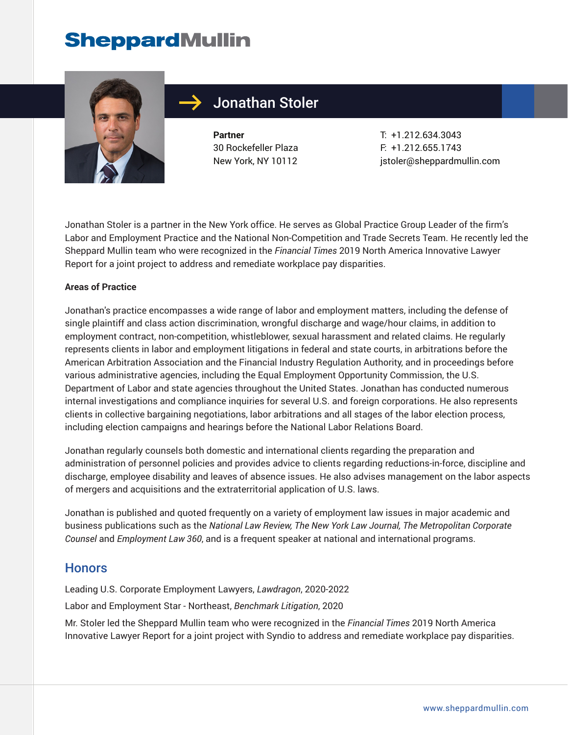# SheppardMullin

## Jonathan Stoler

**Partner**
30 Rockefeller Plaza
New York, NY 10112

T: +1.212.634.3043
F: +1.212.655.1743
jstoler@sheppardmullin.com

Jonathan Stoler is a partner in the New York office. He serves as Global Practice Group Leader of the firm's Labor and Employment Practice and the National Non-Competition and Trade Secrets Team. He recently led the Sheppard Mullin team who were recognized in the *Financial Times* 2019 North America Innovative Lawyer Report for a joint project to address and remediate workplace pay disparities.

**Areas of Practice**

Jonathan's practice encompasses a wide range of labor and employment matters, including the defense of single plaintiff and class action discrimination, wrongful discharge and wage/hour claims, in addition to employment contract, non-competition, whistleblower, sexual harassment and related claims. He regularly represents clients in labor and employment litigations in federal and state courts, in arbitrations before the American Arbitration Association and the Financial Industry Regulation Authority, and in proceedings before various administrative agencies, including the Equal Employment Opportunity Commission, the U.S. Department of Labor and state agencies throughout the United States. Jonathan has conducted numerous internal investigations and compliance inquiries for several U.S. and foreign corporations. He also represents clients in collective bargaining negotiations, labor arbitrations and all stages of the labor election process, including election campaigns and hearings before the National Labor Relations Board.

Jonathan regularly counsels both domestic and international clients regarding the preparation and administration of personnel policies and provides advice to clients regarding reductions-in-force, discipline and discharge, employee disability and leaves of absence issues. He also advises management on the labor aspects of mergers and acquisitions and the extraterritorial application of U.S. laws.

Jonathan is published and quoted frequently on a variety of employment law issues in major academic and business publications such as the *National Law Review, The New York Law Journal, The Metropolitan Corporate Counsel* and *Employment Law 360*, and is a frequent speaker at national and international programs.

## Honors

Leading U.S. Corporate Employment Lawyers, *Lawdragon*, 2020-2022

Labor and Employment Star - Northeast, *Benchmark Litigation*, 2020

Mr. Stoler led the Sheppard Mullin team who were recognized in the *Financial Times* 2019 North America Innovative Lawyer Report for a joint project with Syndio to address and remediate workplace pay disparities.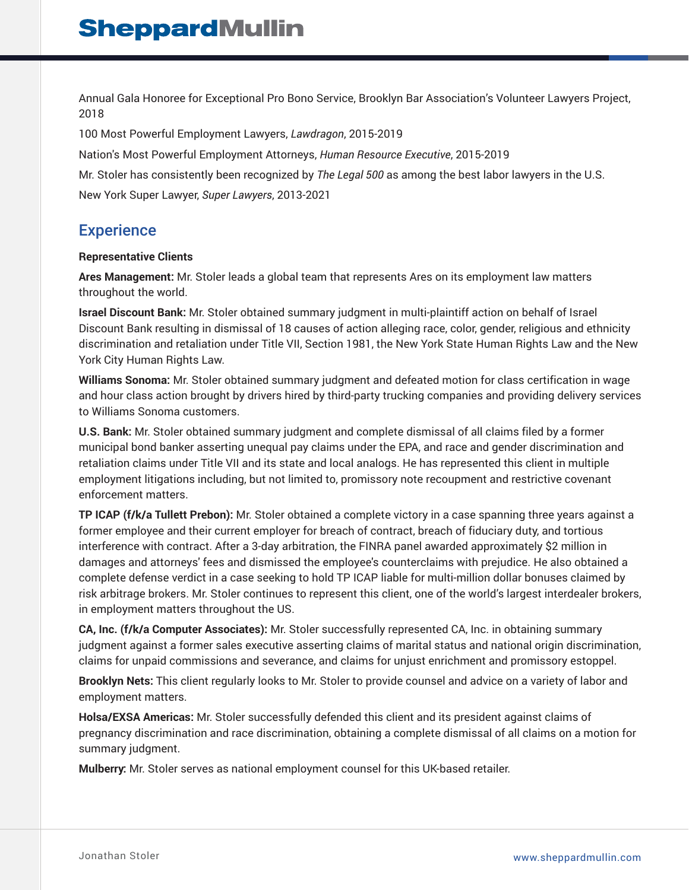Annual Gala Honoree for Exceptional Pro Bono Service, Brooklyn Bar Association's Volunteer Lawyers Project, 2018

100 Most Powerful Employment Lawyers, *Lawdragon*, 2015-2019

Nation's Most Powerful Employment Attorneys, *Human Resource Executive*, 2015-2019

Mr. Stoler has consistently been recognized by *The Legal 500* as among the best labor lawyers in the U.S.

New York Super Lawyer, *Super Lawyers*, 2013-2021

## Experience

**Representative Clients**

**Ares Management:** Mr. Stoler leads a global team that represents Ares on its employment law matters throughout the world.

**Israel Discount Bank:** Mr. Stoler obtained summary judgment in multi-plaintiff action on behalf of Israel Discount Bank resulting in dismissal of 18 causes of action alleging race, color, gender, religious and ethnicity discrimination and retaliation under Title VII, Section 1981, the New York State Human Rights Law and the New York City Human Rights Law.

**Williams Sonoma:** Mr. Stoler obtained summary judgment and defeated motion for class certification in wage and hour class action brought by drivers hired by third-party trucking companies and providing delivery services to Williams Sonoma customers.

**U.S. Bank:** Mr. Stoler obtained summary judgment and complete dismissal of all claims filed by a former municipal bond banker asserting unequal pay claims under the EPA, and race and gender discrimination and retaliation claims under Title VII and its state and local analogs. He has represented this client in multiple employment litigations including, but not limited to, promissory note recoupment and restrictive covenant enforcement matters.

**TP ICAP (f/k/a Tullett Prebon):** Mr. Stoler obtained a complete victory in a case spanning three years against a former employee and their current employer for breach of contract, breach of fiduciary duty, and tortious interference with contract. After a 3-day arbitration, the FINRA panel awarded approximately $2 million in damages and attorneys' fees and dismissed the employee's counterclaims with prejudice. He also obtained a complete defense verdict in a case seeking to hold TP ICAP liable for multi-million dollar bonuses claimed by risk arbitrage brokers. Mr. Stoler continues to represent this client, one of the world's largest interdealer brokers, in employment matters throughout the US.

**CA, Inc. (f/k/a Computer Associates):** Mr. Stoler successfully represented CA, Inc. in obtaining summary judgment against a former sales executive asserting claims of marital status and national origin discrimination, claims for unpaid commissions and severance, and claims for unjust enrichment and promissory estoppel.

**Brooklyn Nets:** This client regularly looks to Mr. Stoler to provide counsel and advice on a variety of labor and employment matters.

**Holsa/EXSA Americas:** Mr. Stoler successfully defended this client and its president against claims of pregnancy discrimination and race discrimination, obtaining a complete dismissal of all claims on a motion for summary judgment.

**Mulberry:** Mr. Stoler serves as national employment counsel for this UK-based retailer.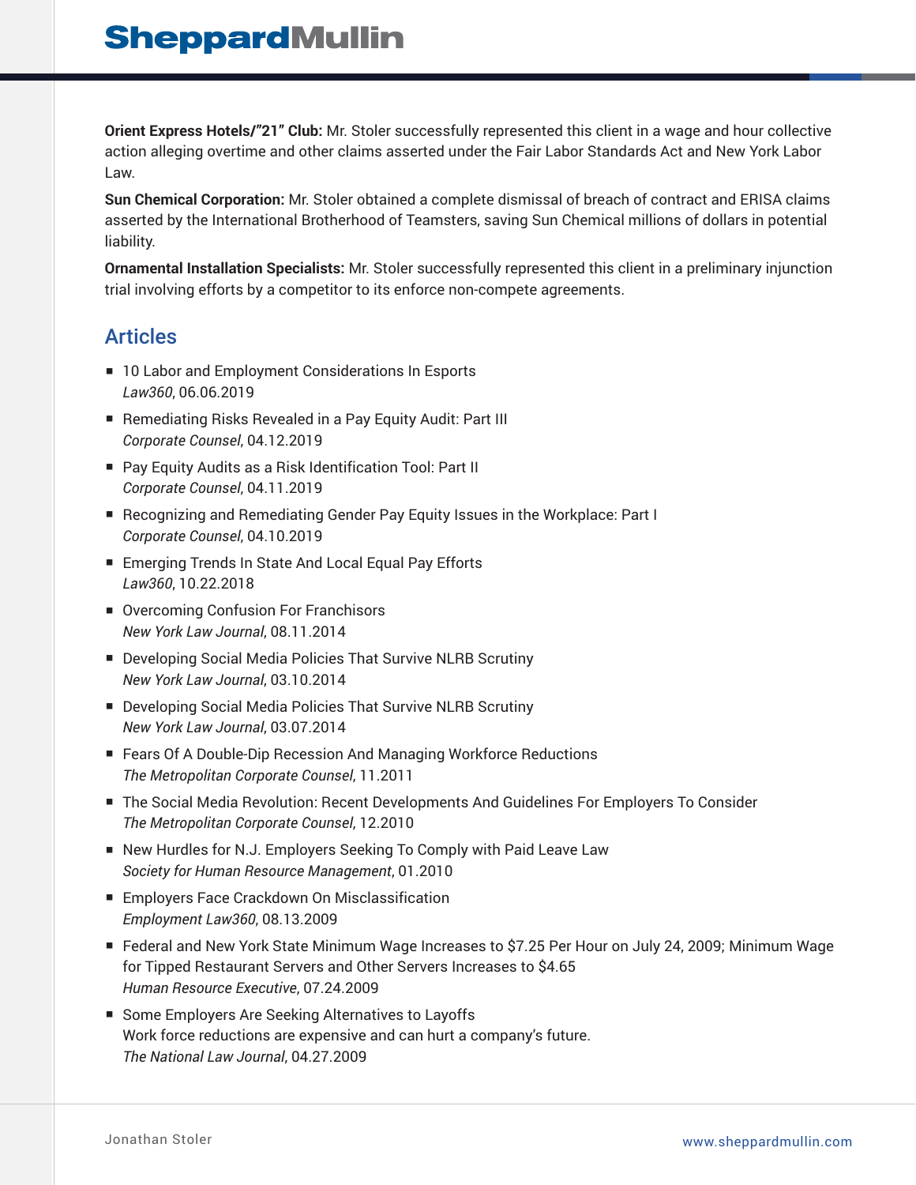**Orient Express Hotels/"21" Club:** Mr. Stoler successfully represented this client in a wage and hour collective action alleging overtime and other claims asserted under the Fair Labor Standards Act and New York Labor Law.

**Sun Chemical Corporation:** Mr. Stoler obtained a complete dismissal of breach of contract and ERISA claims asserted by the International Brotherhood of Teamsters, saving Sun Chemical millions of dollars in potential liability.

**Ornamental Installation Specialists:** Mr. Stoler successfully represented this client in a preliminary injunction trial involving efforts by a competitor to its enforce non-compete agreements.

## Articles

- 10 Labor and Employment Considerations In Esports
  *Law360*, 06.06.2019
- Remediating Risks Revealed in a Pay Equity Audit: Part III
  *Corporate Counsel*, 04.12.2019
- Pay Equity Audits as a Risk Identification Tool: Part II
  *Corporate Counsel*, 04.11.2019
- Recognizing and Remediating Gender Pay Equity Issues in the Workplace: Part I
  *Corporate Counsel*, 04.10.2019
- Emerging Trends In State And Local Equal Pay Efforts
  *Law360*, 10.22.2018
- Overcoming Confusion For Franchisors
  *New York Law Journal*, 08.11.2014
- Developing Social Media Policies That Survive NLRB Scrutiny
  *New York Law Journal*, 03.10.2014
- Developing Social Media Policies That Survive NLRB Scrutiny
  *New York Law Journal*, 03.07.2014
- Fears Of A Double-Dip Recession And Managing Workforce Reductions
  *The Metropolitan Corporate Counsel*, 11.2011
- The Social Media Revolution: Recent Developments And Guidelines For Employers To Consider
  *The Metropolitan Corporate Counsel*, 12.2010
- New Hurdles for N.J. Employers Seeking To Comply with Paid Leave Law
  *Society for Human Resource Management*, 01.2010
- Employers Face Crackdown On Misclassification
  *Employment Law360*, 08.13.2009
- Federal and New York State Minimum Wage Increases to $7.25 Per Hour on July 24, 2009; Minimum Wage for Tipped Restaurant Servers and Other Servers Increases to $4.65
  *Human Resource Executive*, 07.24.2009
- Some Employers Are Seeking Alternatives to Layoffs
  Work force reductions are expensive and can hurt a company's future.
  *The National Law Journal*, 04.27.2009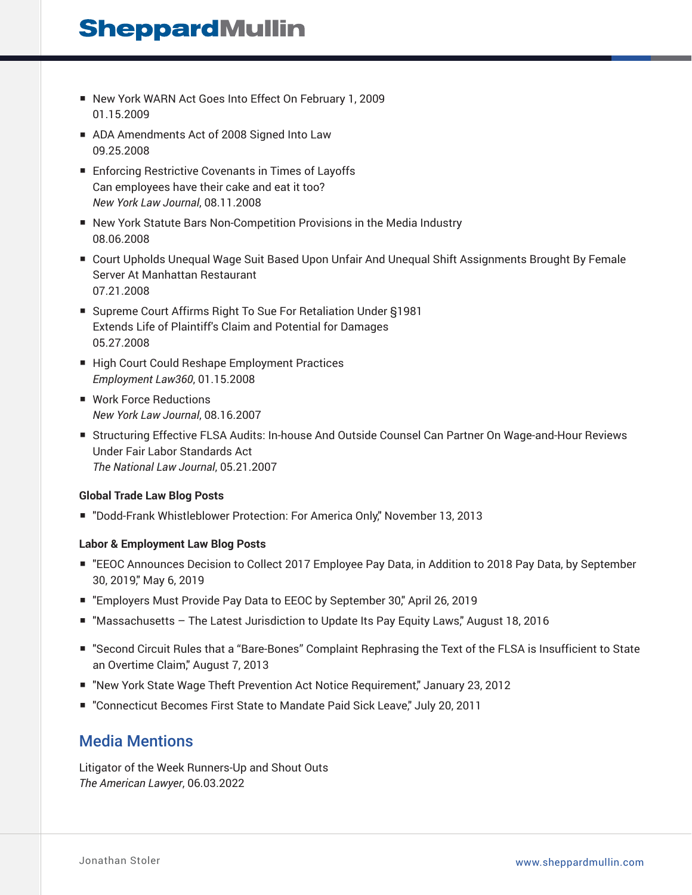- New York WARN Act Goes Into Effect On February 1, 2009
  01.15.2009
- ADA Amendments Act of 2008 Signed Into Law
  09.25.2008
- Enforcing Restrictive Covenants in Times of Layoffs
  Can employees have their cake and eat it too?
  *New York Law Journal*, 08.11.2008
- New York Statute Bars Non-Competition Provisions in the Media Industry
  08.06.2008
- Court Upholds Unequal Wage Suit Based Upon Unfair And Unequal Shift Assignments Brought By Female Server At Manhattan Restaurant
  07.21.2008
- Supreme Court Affirms Right To Sue For Retaliation Under §1981
  Extends Life of Plaintiff's Claim and Potential for Damages
  05.27.2008
- High Court Could Reshape Employment Practices
  *Employment Law360*, 01.15.2008
- Work Force Reductions
  *New York Law Journal*, 08.16.2007
- Structuring Effective FLSA Audits: In-house And Outside Counsel Can Partner On Wage-and-Hour Reviews Under Fair Labor Standards Act
  *The National Law Journal*, 05.21.2007

**Global Trade Law Blog Posts**

- "Dodd-Frank Whistleblower Protection: For America Only," November 13, 2013

**Labor & Employment Law Blog Posts**

- "EEOC Announces Decision to Collect 2017 Employee Pay Data, in Addition to 2018 Pay Data, by September 30, 2019," May 6, 2019
- "Employers Must Provide Pay Data to EEOC by September 30," April 26, 2019
- "Massachusetts – The Latest Jurisdiction to Update Its Pay Equity Laws," August 18, 2016
- "Second Circuit Rules that a "Bare-Bones" Complaint Rephrasing the Text of the FLSA is Insufficient to State an Overtime Claim," August 7, 2013
- "New York State Wage Theft Prevention Act Notice Requirement," January 23, 2012
- "Connecticut Becomes First State to Mandate Paid Sick Leave," July 20, 2011

## Media Mentions

Litigator of the Week Runners-Up and Shout Outs
*The American Lawyer*, 06.03.2022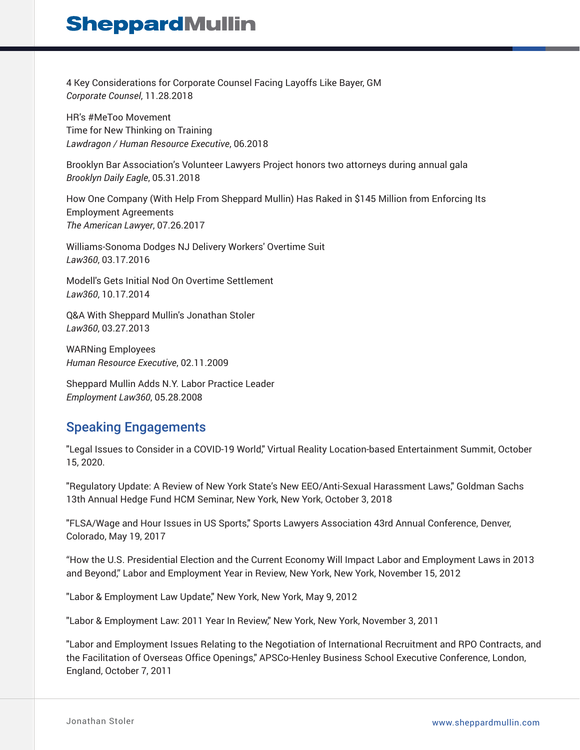4 Key Considerations for Corporate Counsel Facing Layoffs Like Bayer, GM
*Corporate Counsel*, 11.28.2018

HR's #MeToo Movement
Time for New Thinking on Training
*Lawdragon / Human Resource Executive*, 06.2018

Brooklyn Bar Association's Volunteer Lawyers Project honors two attorneys during annual gala
*Brooklyn Daily Eagle*, 05.31.2018

How One Company (With Help From Sheppard Mullin) Has Raked in $145 Million from Enforcing Its Employment Agreements
*The American Lawyer*, 07.26.2017

Williams-Sonoma Dodges NJ Delivery Workers' Overtime Suit
*Law360*, 03.17.2016

Modell's Gets Initial Nod On Overtime Settlement
*Law360*, 10.17.2014

Q&A With Sheppard Mullin's Jonathan Stoler
*Law360*, 03.27.2013

WARNing Employees
*Human Resource Executive*, 02.11.2009

Sheppard Mullin Adds N.Y. Labor Practice Leader
*Employment Law360*, 05.28.2008

## Speaking Engagements

"Legal Issues to Consider in a COVID-19 World," Virtual Reality Location-based Entertainment Summit, October 15, 2020.

"Regulatory Update: A Review of New York State's New EEO/Anti-Sexual Harassment Laws," Goldman Sachs 13th Annual Hedge Fund HCM Seminar, New York, New York, October 3, 2018

"FLSA/Wage and Hour Issues in US Sports," Sports Lawyers Association 43rd Annual Conference, Denver, Colorado, May 19, 2017

"How the U.S. Presidential Election and the Current Economy Will Impact Labor and Employment Laws in 2013 and Beyond," Labor and Employment Year in Review, New York, New York, November 15, 2012

"Labor & Employment Law Update," New York, New York, May 9, 2012

"Labor & Employment Law: 2011 Year In Review," New York, New York, November 3, 2011

"Labor and Employment Issues Relating to the Negotiation of International Recruitment and RPO Contracts, and the Facilitation of Overseas Office Openings," APSCo-Henley Business School Executive Conference, London, England, October 7, 2011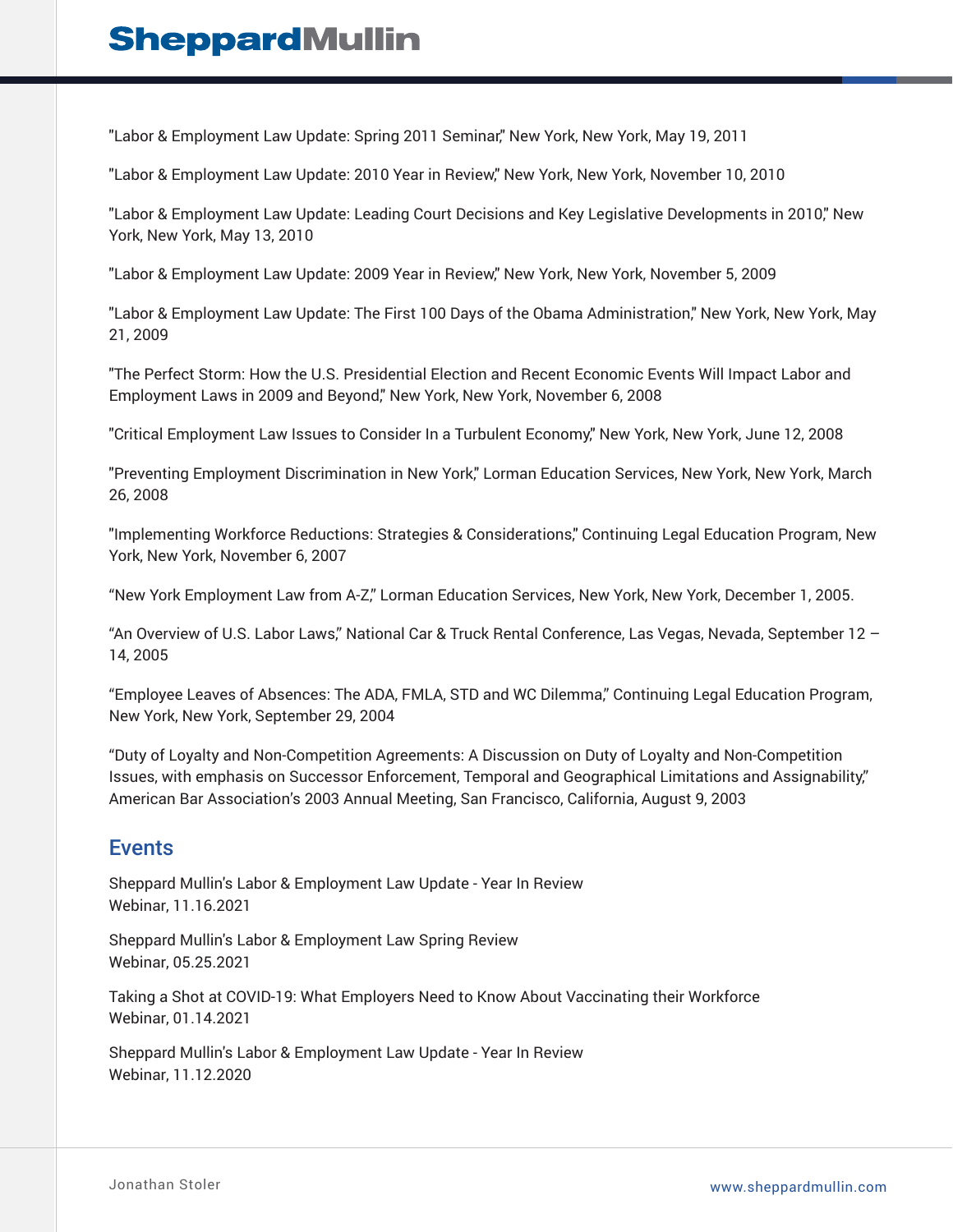"Labor & Employment Law Update: Spring 2011 Seminar," New York, New York, May 19, 2011

"Labor & Employment Law Update: 2010 Year in Review," New York, New York, November 10, 2010

"Labor & Employment Law Update: Leading Court Decisions and Key Legislative Developments in 2010," New York, New York, May 13, 2010

"Labor & Employment Law Update: 2009 Year in Review," New York, New York, November 5, 2009

"Labor & Employment Law Update: The First 100 Days of the Obama Administration," New York, New York, May 21, 2009

"The Perfect Storm: How the U.S. Presidential Election and Recent Economic Events Will Impact Labor and Employment Laws in 2009 and Beyond," New York, New York, November 6, 2008

"Critical Employment Law Issues to Consider In a Turbulent Economy," New York, New York, June 12, 2008

"Preventing Employment Discrimination in New York," Lorman Education Services, New York, New York, March 26, 2008

"Implementing Workforce Reductions: Strategies & Considerations," Continuing Legal Education Program, New York, New York, November 6, 2007

"New York Employment Law from A-Z," Lorman Education Services, New York, New York, December 1, 2005.

"An Overview of U.S. Labor Laws," National Car & Truck Rental Conference, Las Vegas, Nevada, September 12 – 14, 2005

"Employee Leaves of Absences: The ADA, FMLA, STD and WC Dilemma," Continuing Legal Education Program, New York, New York, September 29, 2004

"Duty of Loyalty and Non-Competition Agreements: A Discussion on Duty of Loyalty and Non-Competition Issues, with emphasis on Successor Enforcement, Temporal and Geographical Limitations and Assignability," American Bar Association's 2003 Annual Meeting, San Francisco, California, August 9, 2003

## Events

Sheppard Mullin's Labor & Employment Law Update - Year In Review
Webinar, 11.16.2021

Sheppard Mullin's Labor & Employment Law Spring Review
Webinar, 05.25.2021

Taking a Shot at COVID-19: What Employers Need to Know About Vaccinating their Workforce
Webinar, 01.14.2021

Sheppard Mullin's Labor & Employment Law Update - Year In Review
Webinar, 11.12.2020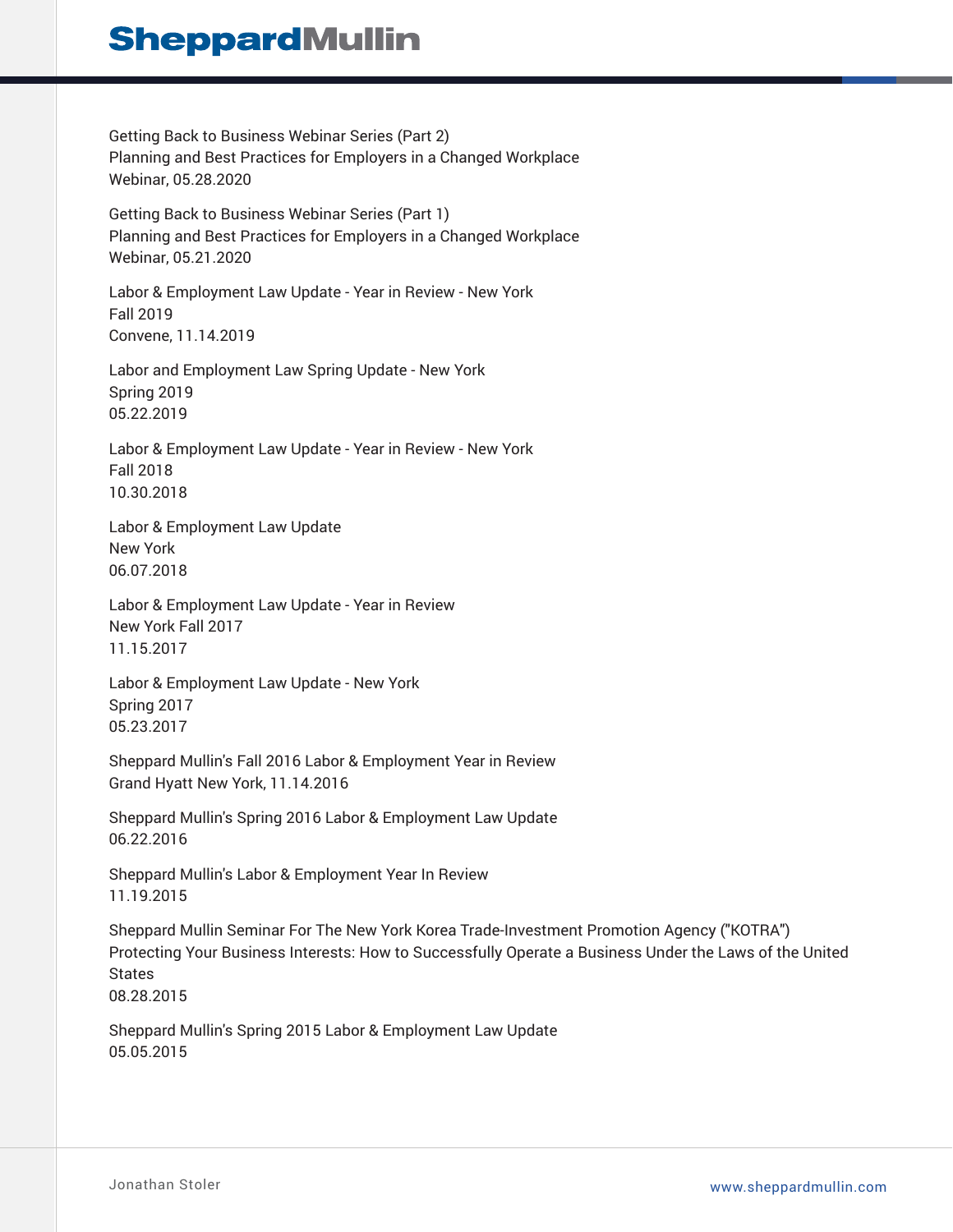Getting Back to Business Webinar Series (Part 2)
Planning and Best Practices for Employers in a Changed Workplace
Webinar, 05.28.2020

Getting Back to Business Webinar Series (Part 1)
Planning and Best Practices for Employers in a Changed Workplace
Webinar, 05.21.2020

Labor & Employment Law Update - Year in Review - New York
Fall 2019
Convene, 11.14.2019

Labor and Employment Law Spring Update - New York
Spring 2019
05.22.2019

Labor & Employment Law Update - Year in Review - New York
Fall 2018
10.30.2018

Labor & Employment Law Update
New York
06.07.2018

Labor & Employment Law Update - Year in Review
New York Fall 2017
11.15.2017

Labor & Employment Law Update - New York
Spring 2017
05.23.2017

Sheppard Mullin's Fall 2016 Labor & Employment Year in Review
Grand Hyatt New York, 11.14.2016

Sheppard Mullin's Spring 2016 Labor & Employment Law Update
06.22.2016

Sheppard Mullin's Labor & Employment Year In Review
11.19.2015

Sheppard Mullin Seminar For The New York Korea Trade-Investment Promotion Agency ("KOTRA")
Protecting Your Business Interests: How to Successfully Operate a Business Under the Laws of the United States
08.28.2015

Sheppard Mullin's Spring 2015 Labor & Employment Law Update
05.05.2015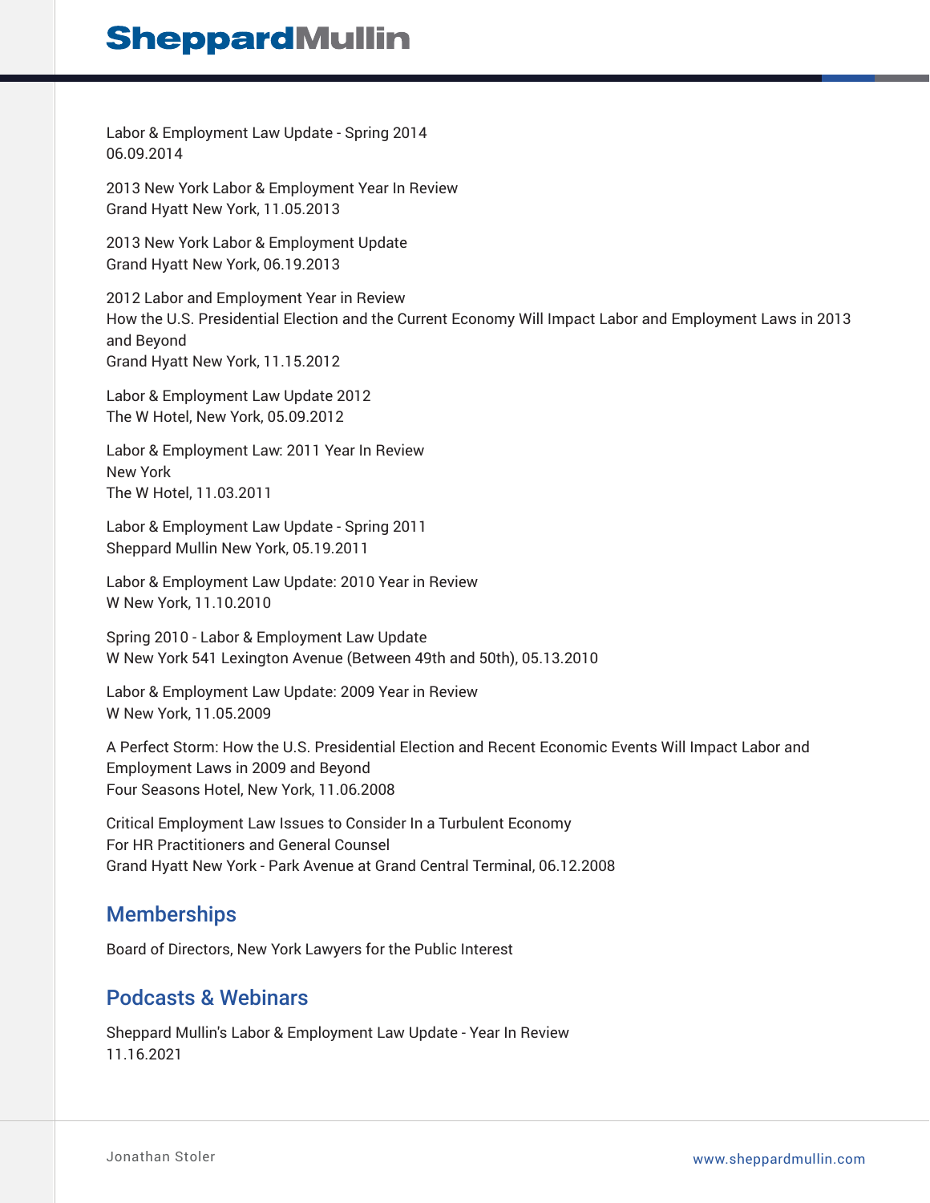Labor & Employment Law Update - Spring 2014
06.09.2014

2013 New York Labor & Employment Year In Review
Grand Hyatt New York, 11.05.2013

2013 New York Labor & Employment Update
Grand Hyatt New York, 06.19.2013

2012 Labor and Employment Year in Review
How the U.S. Presidential Election and the Current Economy Will Impact Labor and Employment Laws in 2013 and Beyond
Grand Hyatt New York, 11.15.2012

Labor & Employment Law Update 2012
The W Hotel, New York, 05.09.2012

Labor & Employment Law: 2011 Year In Review
New York
The W Hotel, 11.03.2011

Labor & Employment Law Update - Spring 2011
Sheppard Mullin New York, 05.19.2011

Labor & Employment Law Update: 2010 Year in Review
W New York, 11.10.2010

Spring 2010 - Labor & Employment Law Update
W New York 541 Lexington Avenue (Between 49th and 50th), 05.13.2010

Labor & Employment Law Update: 2009 Year in Review
W New York, 11.05.2009

A Perfect Storm: How the U.S. Presidential Election and Recent Economic Events Will Impact Labor and Employment Laws in 2009 and Beyond
Four Seasons Hotel, New York, 11.06.2008

Critical Employment Law Issues to Consider In a Turbulent Economy
For HR Practitioners and General Counsel
Grand Hyatt New York - Park Avenue at Grand Central Terminal, 06.12.2008

## Memberships

Board of Directors, New York Lawyers for the Public Interest

## Podcasts & Webinars

Sheppard Mullin's Labor & Employment Law Update - Year In Review
11.16.2021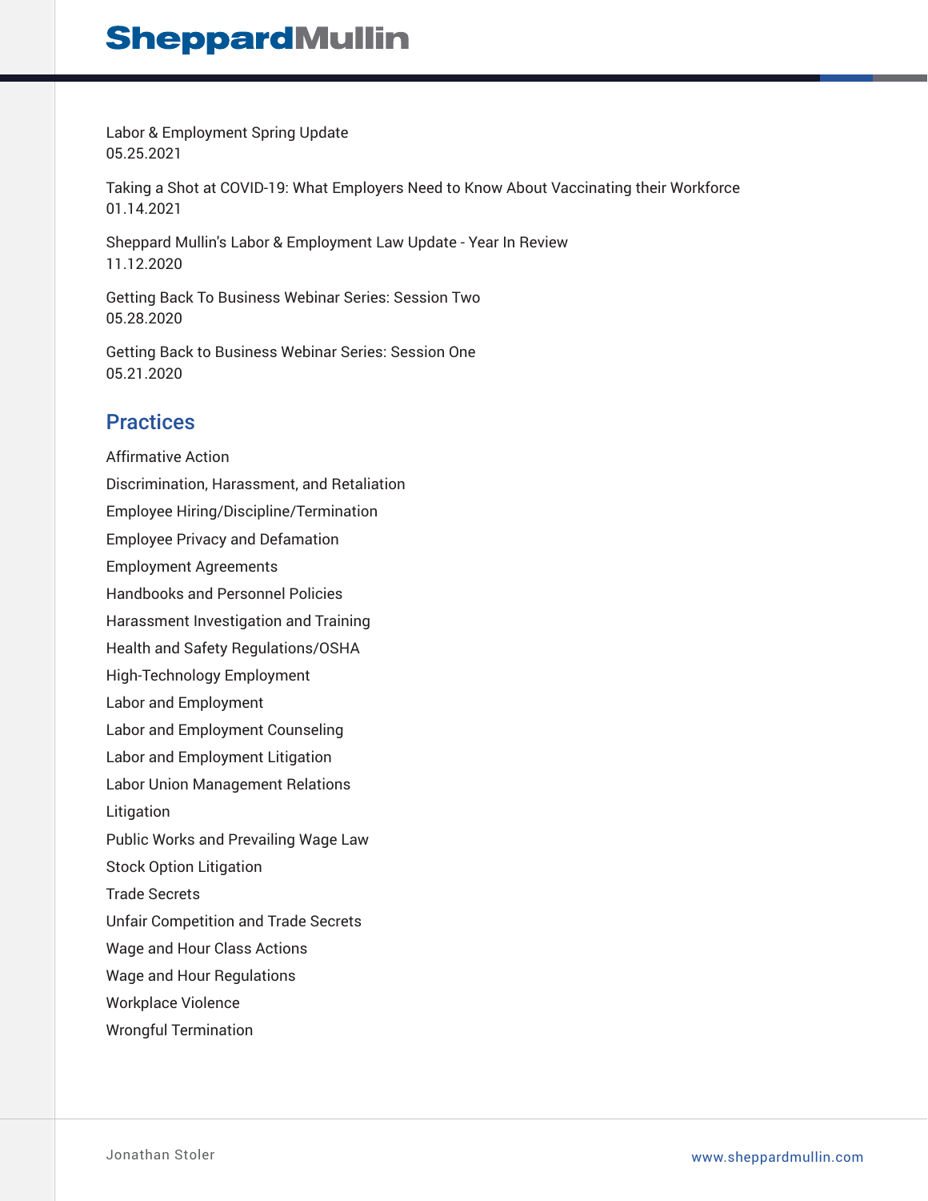Labor & Employment Spring Update
05.25.2021

Taking a Shot at COVID-19: What Employers Need to Know About Vaccinating their Workforce
01.14.2021

Sheppard Mullin's Labor & Employment Law Update - Year In Review
11.12.2020

Getting Back To Business Webinar Series: Session Two
05.28.2020

Getting Back to Business Webinar Series: Session One
05.21.2020

## Practices

Affirmative Action

Discrimination, Harassment, and Retaliation

Employee Hiring/Discipline/Termination

Employee Privacy and Defamation

Employment Agreements

Handbooks and Personnel Policies

Harassment Investigation and Training

Health and Safety Regulations/OSHA

High-Technology Employment

Labor and Employment

Labor and Employment Counseling

Labor and Employment Litigation

Labor Union Management Relations

Litigation

Public Works and Prevailing Wage Law

Stock Option Litigation

Trade Secrets

Unfair Competition and Trade Secrets

Wage and Hour Class Actions

Wage and Hour Regulations

Workplace Violence

Wrongful Termination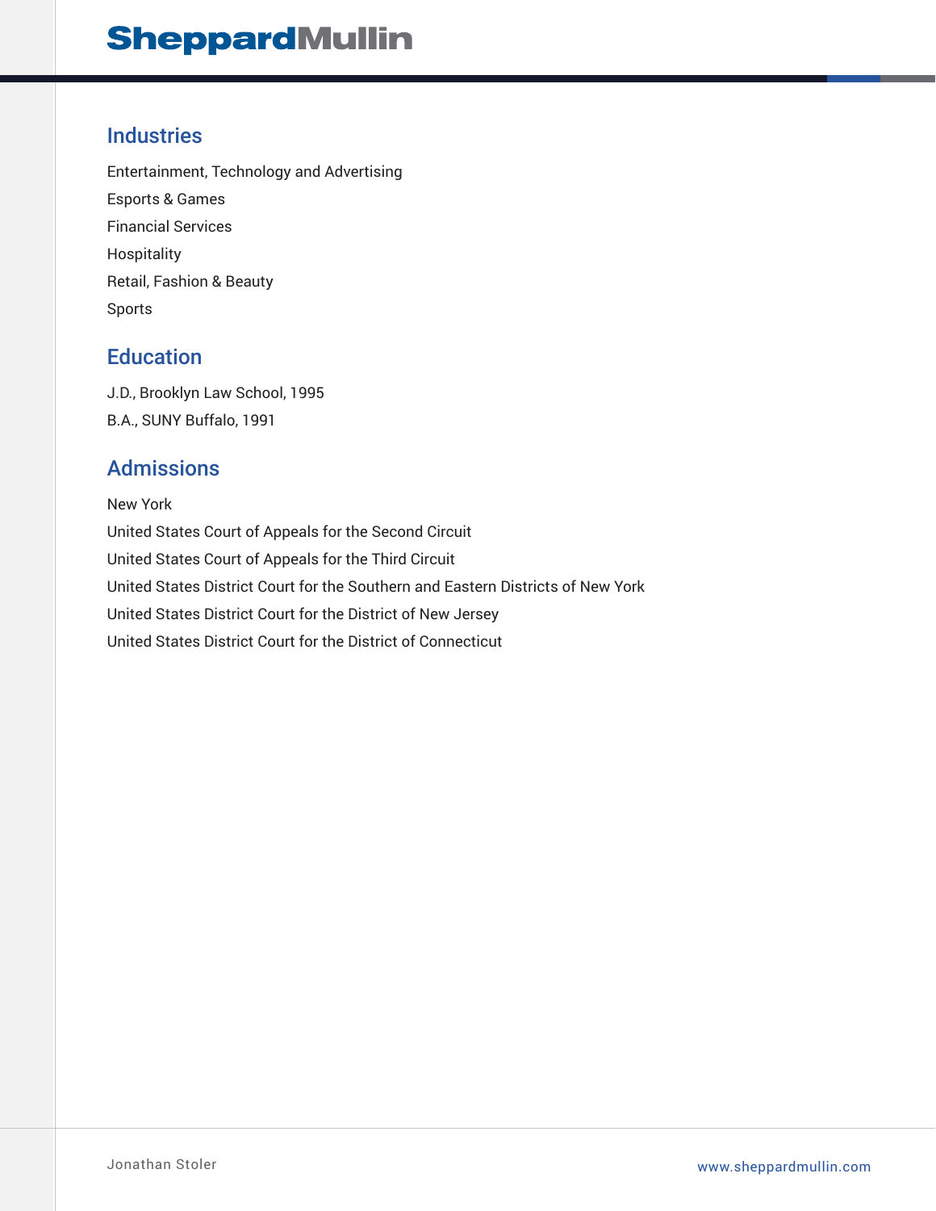## Industries

Entertainment, Technology and Advertising
Esports & Games
Financial Services
Hospitality
Retail, Fashion & Beauty
Sports

## Education

J.D., Brooklyn Law School, 1995
B.A., SUNY Buffalo, 1991

## Admissions

New York
United States Court of Appeals for the Second Circuit
United States Court of Appeals for the Third Circuit
United States District Court for the Southern and Eastern Districts of New York
United States District Court for the District of New Jersey
United States District Court for the District of Connecticut